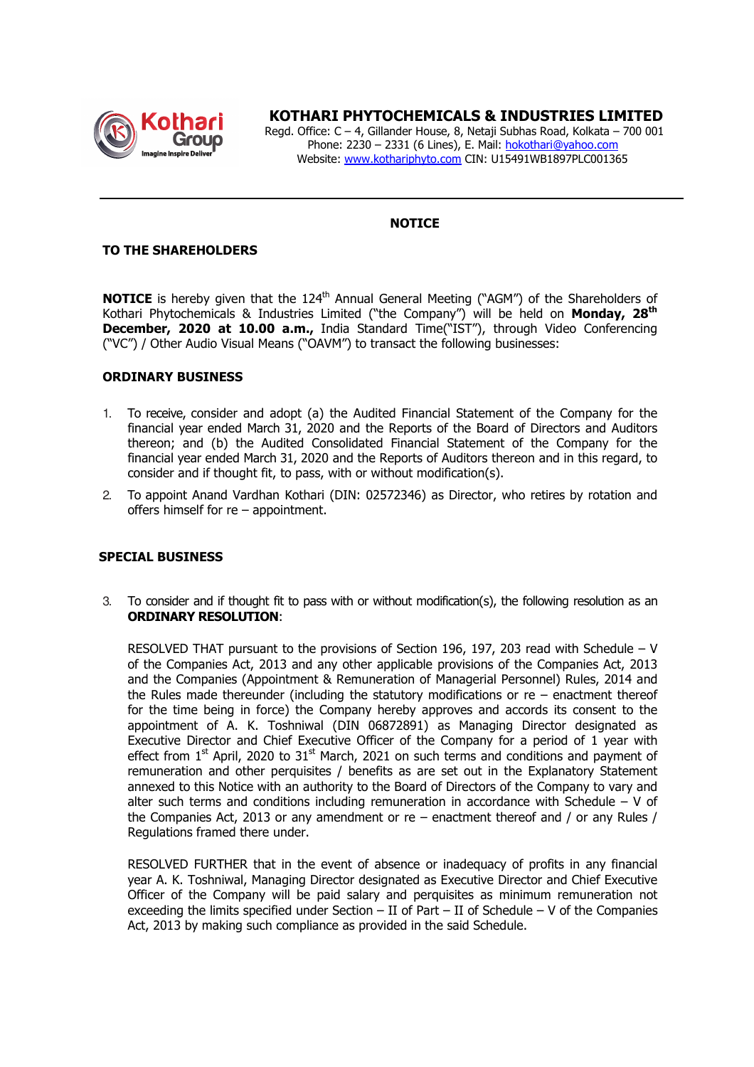# KOTHARI PHYTOCHEMICALS & INDUSTRIES LIMITED

Regd. Office: C – 4, Gillander House, 8, Netaji Subhas Road, Kolkata – 700 001
Phone: 2230 – 2331 (6 Lines), E. Mail: hokothari@yahoo.com
Website: www.kothariphyto.com CIN: U15491WB1897PLC001365

---

## NOTICE

**TO THE SHAREHOLDERS**

**NOTICE** is hereby given that the 124th Annual General Meeting ("AGM") of the Shareholders of Kothari Phytochemicals & Industries Limited ("the Company") will be held on **Monday, 28th December, 2020 at 10.00 a.m.,** India Standard Time("IST"), through Video Conferencing ("VC") / Other Audio Visual Means ("OAVM") to transact the following businesses:

**ORDINARY BUSINESS**

1. To receive, consider and adopt (a) the Audited Financial Statement of the Company for the financial year ended March 31, 2020 and the Reports of the Board of Directors and Auditors thereon; and (b) the Audited Consolidated Financial Statement of the Company for the financial year ended March 31, 2020 and the Reports of Auditors thereon and in this regard, to consider and if thought fit, to pass, with or without modification(s).
2. To appoint Anand Vardhan Kothari (DIN: 02572346) as Director, who retires by rotation and offers himself for re – appointment.

**SPECIAL BUSINESS**

3. To consider and if thought fit to pass with or without modification(s), the following resolution as an **ORDINARY RESOLUTION**:

   RESOLVED THAT pursuant to the provisions of Section 196, 197, 203 read with Schedule – V of the Companies Act, 2013 and any other applicable provisions of the Companies Act, 2013 and the Companies (Appointment & Remuneration of Managerial Personnel) Rules, 2014 and the Rules made thereunder (including the statutory modifications or re – enactment thereof for the time being in force) the Company hereby approves and accords its consent to the appointment of A. K. Toshniwal (DIN 06872891) as Managing Director designated as Executive Director and Chief Executive Officer of the Company for a period of 1 year with effect from 1st April, 2020 to 31st March, 2021 on such terms and conditions and payment of remuneration and other perquisites / benefits as are set out in the Explanatory Statement annexed to this Notice with an authority to the Board of Directors of the Company to vary and alter such terms and conditions including remuneration in accordance with Schedule – V of the Companies Act, 2013 or any amendment or re – enactment thereof and / or any Rules / Regulations framed there under.

   RESOLVED FURTHER that in the event of absence or inadequacy of profits in any financial year A. K. Toshniwal, Managing Director designated as Executive Director and Chief Executive Officer of the Company will be paid salary and perquisites as minimum remuneration not exceeding the limits specified under Section – II of Part – II of Schedule – V of the Companies Act, 2013 by making such compliance as provided in the said Schedule.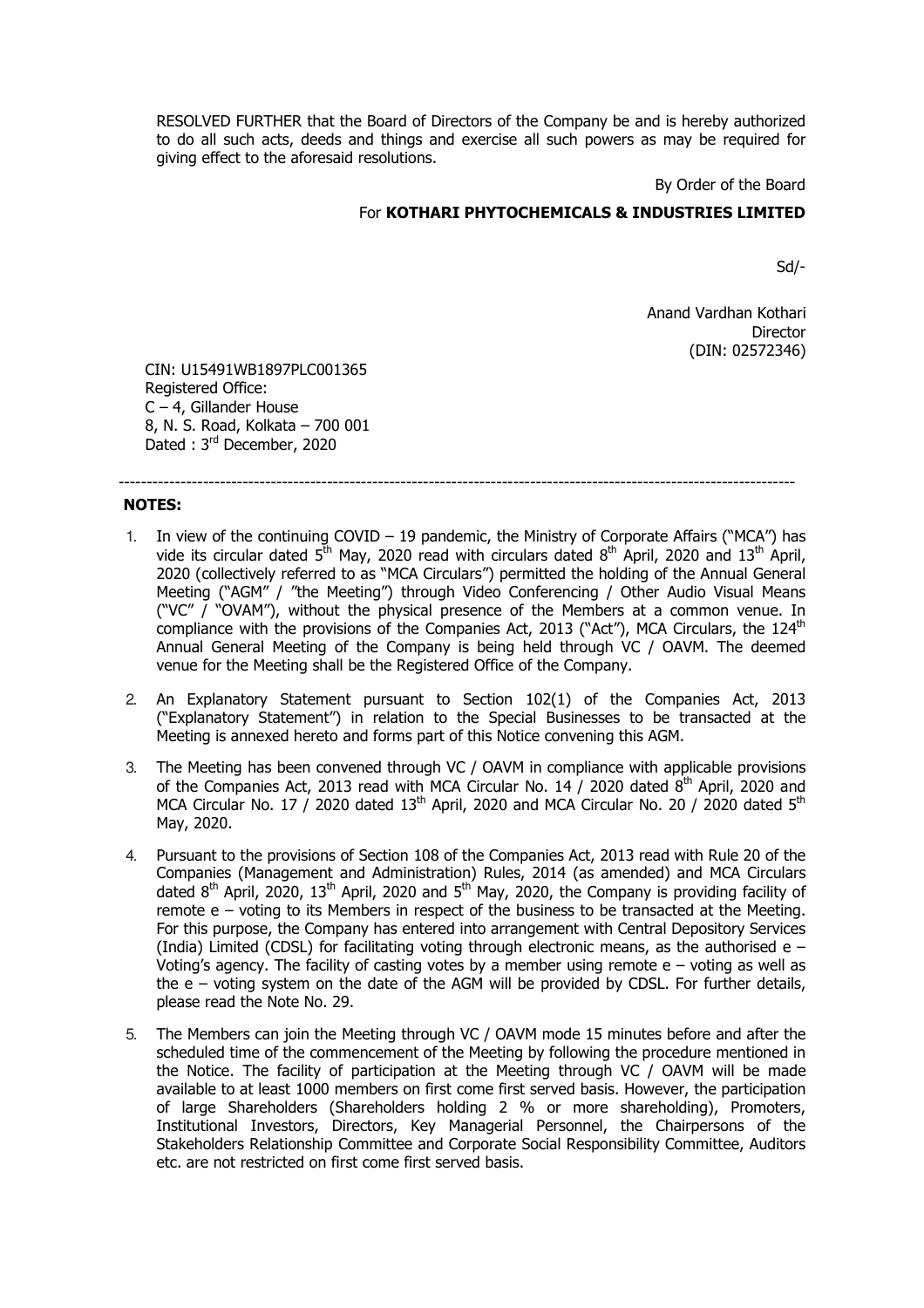RESOLVED FURTHER that the Board of Directors of the Company be and is hereby authorized to do all such acts, deeds and things and exercise all such powers as may be required for giving effect to the aforesaid resolutions.

By Order of the Board

For **KOTHARI PHYTOCHEMICALS & INDUSTRIES LIMITED**

Sd/-

Anand Vardhan Kothari
Director
(DIN: 02572346)

CIN: U15491WB1897PLC001365
Registered Office:
C – 4, Gillander House
8, N. S. Road, Kolkata – 700 001
Dated : 3rd December, 2020

---

**NOTES:**

1. In view of the continuing COVID – 19 pandemic, the Ministry of Corporate Affairs ("MCA") has vide its circular dated 5th May, 2020 read with circulars dated 8th April, 2020 and 13th April, 2020 (collectively referred to as "MCA Circulars") permitted the holding of the Annual General Meeting ("AGM" / "the Meeting") through Video Conferencing / Other Audio Visual Means ("VC" / "OVAM"), without the physical presence of the Members at a common venue. In compliance with the provisions of the Companies Act, 2013 ("Act"), MCA Circulars, the 124th Annual General Meeting of the Company is being held through VC / OAVM. The deemed venue for the Meeting shall be the Registered Office of the Company.

2. An Explanatory Statement pursuant to Section 102(1) of the Companies Act, 2013 ("Explanatory Statement") in relation to the Special Businesses to be transacted at the Meeting is annexed hereto and forms part of this Notice convening this AGM.

3. The Meeting has been convened through VC / OAVM in compliance with applicable provisions of the Companies Act, 2013 read with MCA Circular No. 14 / 2020 dated 8th April, 2020 and MCA Circular No. 17 / 2020 dated 13th April, 2020 and MCA Circular No. 20 / 2020 dated 5th May, 2020.

4. Pursuant to the provisions of Section 108 of the Companies Act, 2013 read with Rule 20 of the Companies (Management and Administration) Rules, 2014 (as amended) and MCA Circulars dated 8th April, 2020, 13th April, 2020 and 5th May, 2020, the Company is providing facility of remote e – voting to its Members in respect of the business to be transacted at the Meeting. For this purpose, the Company has entered into arrangement with Central Depository Services (India) Limited (CDSL) for facilitating voting through electronic means, as the authorised e – Voting's agency. The facility of casting votes by a member using remote e – voting as well as the e – voting system on the date of the AGM will be provided by CDSL. For further details, please read the Note No. 29.

5. The Members can join the Meeting through VC / OAVM mode 15 minutes before and after the scheduled time of the commencement of the Meeting by following the procedure mentioned in the Notice. The facility of participation at the Meeting through VC / OAVM will be made available to at least 1000 members on first come first served basis. However, the participation of large Shareholders (Shareholders holding 2 % or more shareholding), Promoters, Institutional Investors, Directors, Key Managerial Personnel, the Chairpersons of the Stakeholders Relationship Committee and Corporate Social Responsibility Committee, Auditors etc. are not restricted on first come first served basis.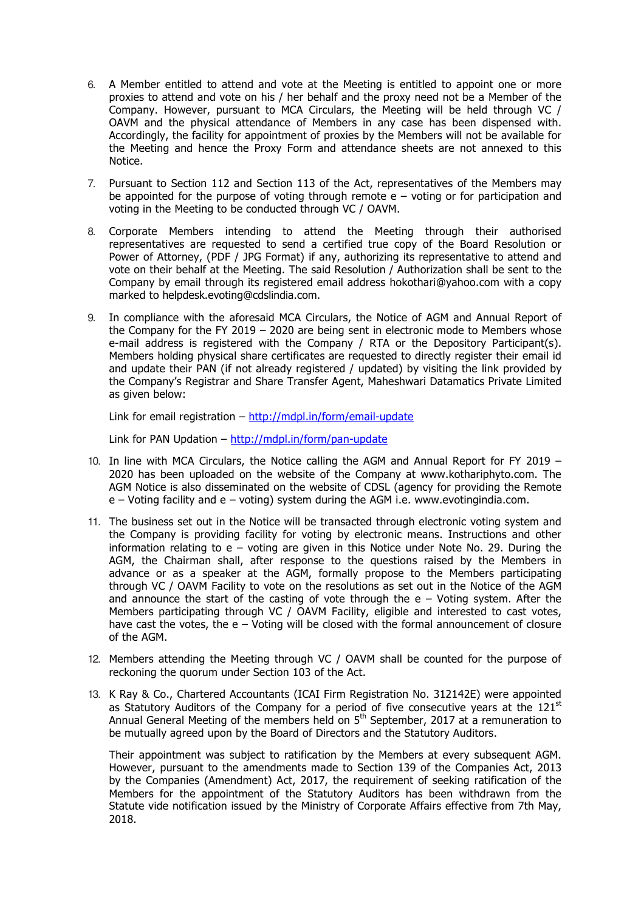6. A Member entitled to attend and vote at the Meeting is entitled to appoint one or more proxies to attend and vote on his / her behalf and the proxy need not be a Member of the Company. However, pursuant to MCA Circulars, the Meeting will be held through VC / OAVM and the physical attendance of Members in any case has been dispensed with. Accordingly, the facility for appointment of proxies by the Members will not be available for the Meeting and hence the Proxy Form and attendance sheets are not annexed to this Notice.

7. Pursuant to Section 112 and Section 113 of the Act, representatives of the Members may be appointed for the purpose of voting through remote e – voting or for participation and voting in the Meeting to be conducted through VC / OAVM.

8. Corporate Members intending to attend the Meeting through their authorised representatives are requested to send a certified true copy of the Board Resolution or Power of Attorney, (PDF / JPG Format) if any, authorizing its representative to attend and vote on their behalf at the Meeting. The said Resolution / Authorization shall be sent to the Company by email through its registered email address hokothari@yahoo.com with a copy marked to helpdesk.evoting@cdslindia.com.

9. In compliance with the aforesaid MCA Circulars, the Notice of AGM and Annual Report of the Company for the FY 2019 – 2020 are being sent in electronic mode to Members whose e-mail address is registered with the Company / RTA or the Depository Participant(s). Members holding physical share certificates are requested to directly register their email id and update their PAN (if not already registered / updated) by visiting the link provided by the Company's Registrar and Share Transfer Agent, Maheshwari Datamatics Private Limited as given below:

   Link for email registration – http://mdpl.in/form/email-update

   Link for PAN Updation – http://mdpl.in/form/pan-update

10. In line with MCA Circulars, the Notice calling the AGM and Annual Report for FY 2019 – 2020 has been uploaded on the website of the Company at www.kothariphyto.com. The AGM Notice is also disseminated on the website of CDSL (agency for providing the Remote e – Voting facility and e – voting) system during the AGM i.e. www.evotingindia.com.

11. The business set out in the Notice will be transacted through electronic voting system and the Company is providing facility for voting by electronic means. Instructions and other information relating to e – voting are given in this Notice under Note No. 29. During the AGM, the Chairman shall, after response to the questions raised by the Members in advance or as a speaker at the AGM, formally propose to the Members participating through VC / OAVM Facility to vote on the resolutions as set out in the Notice of the AGM and announce the start of the casting of vote through the e – Voting system. After the Members participating through VC / OAVM Facility, eligible and interested to cast votes, have cast the votes, the e – Voting will be closed with the formal announcement of closure of the AGM.

12. Members attending the Meeting through VC / OAVM shall be counted for the purpose of reckoning the quorum under Section 103 of the Act.

13. K Ray & Co., Chartered Accountants (ICAI Firm Registration No. 312142E) were appointed as Statutory Auditors of the Company for a period of five consecutive years at the 121st Annual General Meeting of the members held on 5th September, 2017 at a remuneration to be mutually agreed upon by the Board of Directors and the Statutory Auditors.

   Their appointment was subject to ratification by the Members at every subsequent AGM. However, pursuant to the amendments made to Section 139 of the Companies Act, 2013 by the Companies (Amendment) Act, 2017, the requirement of seeking ratification of the Members for the appointment of the Statutory Auditors has been withdrawn from the Statute vide notification issued by the Ministry of Corporate Affairs effective from 7th May, 2018.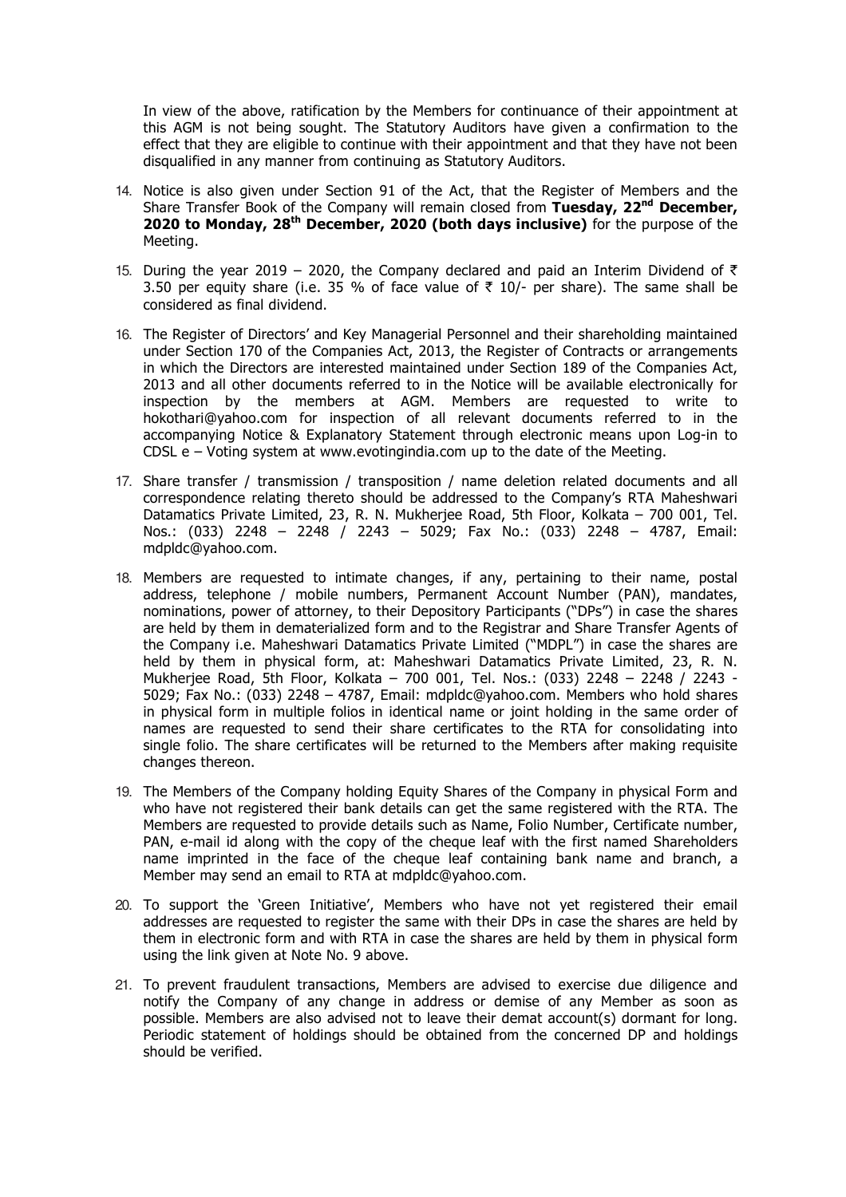In view of the above, ratification by the Members for continuance of their appointment at this AGM is not being sought. The Statutory Auditors have given a confirmation to the effect that they are eligible to continue with their appointment and that they have not been disqualified in any manner from continuing as Statutory Auditors.

14. Notice is also given under Section 91 of the Act, that the Register of Members and the Share Transfer Book of the Company will remain closed from **Tuesday, 22nd December, 2020 to Monday, 28th December, 2020 (both days inclusive)** for the purpose of the Meeting.

15. During the year 2019 – 2020, the Company declared and paid an Interim Dividend of ₹ 3.50 per equity share (i.e. 35 % of face value of ₹ 10/- per share). The same shall be considered as final dividend.

16. The Register of Directors' and Key Managerial Personnel and their shareholding maintained under Section 170 of the Companies Act, 2013, the Register of Contracts or arrangements in which the Directors are interested maintained under Section 189 of the Companies Act, 2013 and all other documents referred to in the Notice will be available electronically for inspection by the members at AGM. Members are requested to write to hokothari@yahoo.com for inspection of all relevant documents referred to in the accompanying Notice & Explanatory Statement through electronic means upon Log-in to CDSL e – Voting system at www.evotingindia.com up to the date of the Meeting.

17. Share transfer / transmission / transposition / name deletion related documents and all correspondence relating thereto should be addressed to the Company's RTA Maheshwari Datamatics Private Limited, 23, R. N. Mukherjee Road, 5th Floor, Kolkata – 700 001, Tel. Nos.: (033) 2248 – 2248 / 2243 – 5029; Fax No.: (033) 2248 – 4787, Email: mdpldc@yahoo.com.

18. Members are requested to intimate changes, if any, pertaining to their name, postal address, telephone / mobile numbers, Permanent Account Number (PAN), mandates, nominations, power of attorney, to their Depository Participants ("DPs") in case the shares are held by them in dematerialized form and to the Registrar and Share Transfer Agents of the Company i.e. Maheshwari Datamatics Private Limited ("MDPL") in case the shares are held by them in physical form, at: Maheshwari Datamatics Private Limited, 23, R. N. Mukherjee Road, 5th Floor, Kolkata – 700 001, Tel. Nos.: (033) 2248 – 2248 / 2243 - 5029; Fax No.: (033) 2248 – 4787, Email: mdpldc@yahoo.com. Members who hold shares in physical form in multiple folios in identical name or joint holding in the same order of names are requested to send their share certificates to the RTA for consolidating into single folio. The share certificates will be returned to the Members after making requisite changes thereon.

19. The Members of the Company holding Equity Shares of the Company in physical Form and who have not registered their bank details can get the same registered with the RTA. The Members are requested to provide details such as Name, Folio Number, Certificate number, PAN, e-mail id along with the copy of the cheque leaf with the first named Shareholders name imprinted in the face of the cheque leaf containing bank name and branch, a Member may send an email to RTA at mdpldc@yahoo.com.

20. To support the 'Green Initiative', Members who have not yet registered their email addresses are requested to register the same with their DPs in case the shares are held by them in electronic form and with RTA in case the shares are held by them in physical form using the link given at Note No. 9 above.

21. To prevent fraudulent transactions, Members are advised to exercise due diligence and notify the Company of any change in address or demise of any Member as soon as possible. Members are also advised not to leave their demat account(s) dormant for long. Periodic statement of holdings should be obtained from the concerned DP and holdings should be verified.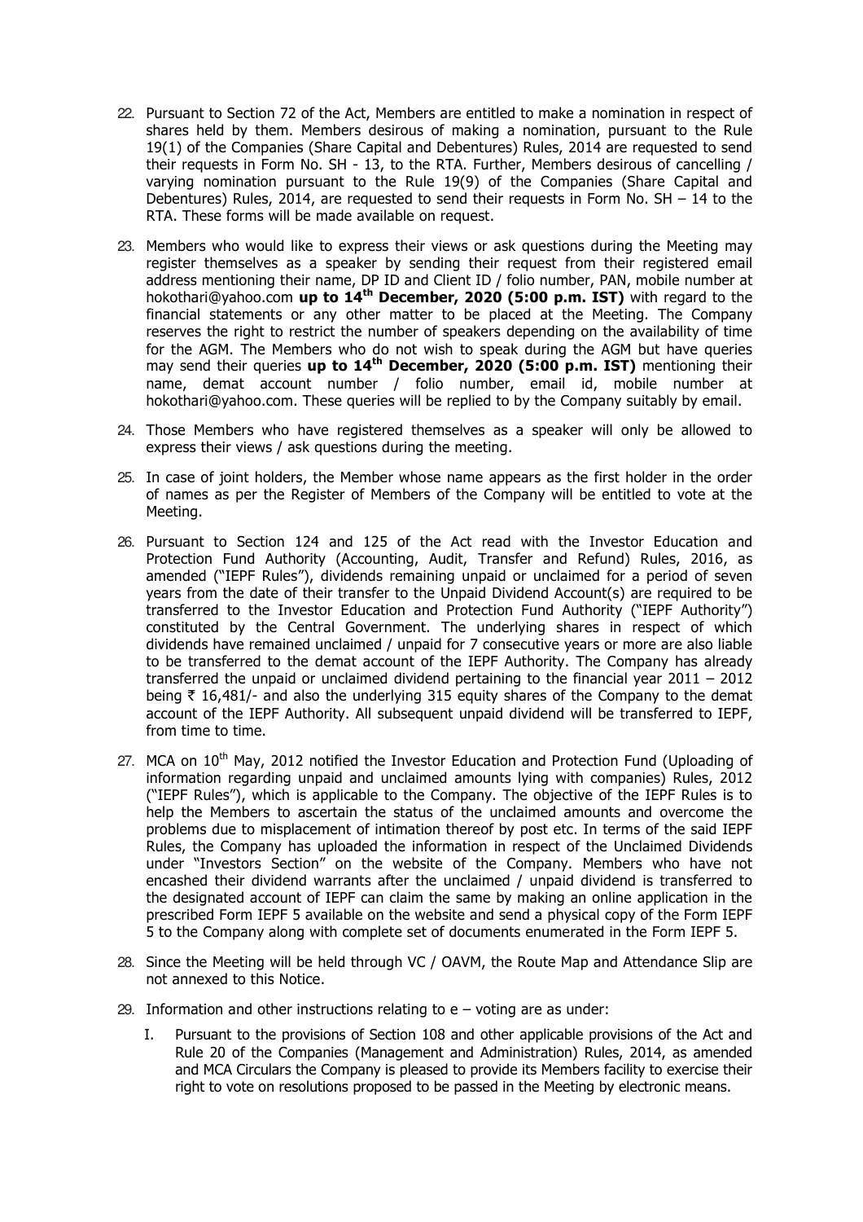22. Pursuant to Section 72 of the Act, Members are entitled to make a nomination in respect of shares held by them. Members desirous of making a nomination, pursuant to the Rule 19(1) of the Companies (Share Capital and Debentures) Rules, 2014 are requested to send their requests in Form No. SH - 13, to the RTA. Further, Members desirous of cancelling / varying nomination pursuant to the Rule 19(9) of the Companies (Share Capital and Debentures) Rules, 2014, are requested to send their requests in Form No. SH – 14 to the RTA. These forms will be made available on request.

23. Members who would like to express their views or ask questions during the Meeting may register themselves as a speaker by sending their request from their registered email address mentioning their name, DP ID and Client ID / folio number, PAN, mobile number at hokothari@yahoo.com **up to 14th December, 2020 (5:00 p.m. IST)** with regard to the financial statements or any other matter to be placed at the Meeting. The Company reserves the right to restrict the number of speakers depending on the availability of time for the AGM. The Members who do not wish to speak during the AGM but have queries may send their queries **up to 14th December, 2020 (5:00 p.m. IST)** mentioning their name, demat account number / folio number, email id, mobile number at hokothari@yahoo.com. These queries will be replied to by the Company suitably by email.

24. Those Members who have registered themselves as a speaker will only be allowed to express their views / ask questions during the meeting.

25. In case of joint holders, the Member whose name appears as the first holder in the order of names as per the Register of Members of the Company will be entitled to vote at the Meeting.

26. Pursuant to Section 124 and 125 of the Act read with the Investor Education and Protection Fund Authority (Accounting, Audit, Transfer and Refund) Rules, 2016, as amended ("IEPF Rules"), dividends remaining unpaid or unclaimed for a period of seven years from the date of their transfer to the Unpaid Dividend Account(s) are required to be transferred to the Investor Education and Protection Fund Authority ("IEPF Authority") constituted by the Central Government. The underlying shares in respect of which dividends have remained unclaimed / unpaid for 7 consecutive years or more are also liable to be transferred to the demat account of the IEPF Authority. The Company has already transferred the unpaid or unclaimed dividend pertaining to the financial year 2011 – 2012 being ₹ 16,481/- and also the underlying 315 equity shares of the Company to the demat account of the IEPF Authority. All subsequent unpaid dividend will be transferred to IEPF, from time to time.

27. MCA on 10th May, 2012 notified the Investor Education and Protection Fund (Uploading of information regarding unpaid and unclaimed amounts lying with companies) Rules, 2012 ("IEPF Rules"), which is applicable to the Company. The objective of the IEPF Rules is to help the Members to ascertain the status of the unclaimed amounts and overcome the problems due to misplacement of intimation thereof by post etc. In terms of the said IEPF Rules, the Company has uploaded the information in respect of the Unclaimed Dividends under "Investors Section" on the website of the Company. Members who have not encashed their dividend warrants after the unclaimed / unpaid dividend is transferred to the designated account of IEPF can claim the same by making an online application in the prescribed Form IEPF 5 available on the website and send a physical copy of the Form IEPF 5 to the Company along with complete set of documents enumerated in the Form IEPF 5.

28. Since the Meeting will be held through VC / OAVM, the Route Map and Attendance Slip are not annexed to this Notice.

29. Information and other instructions relating to e – voting are as under:

    I. Pursuant to the provisions of Section 108 and other applicable provisions of the Act and Rule 20 of the Companies (Management and Administration) Rules, 2014, as amended and MCA Circulars the Company is pleased to provide its Members facility to exercise their right to vote on resolutions proposed to be passed in the Meeting by electronic means.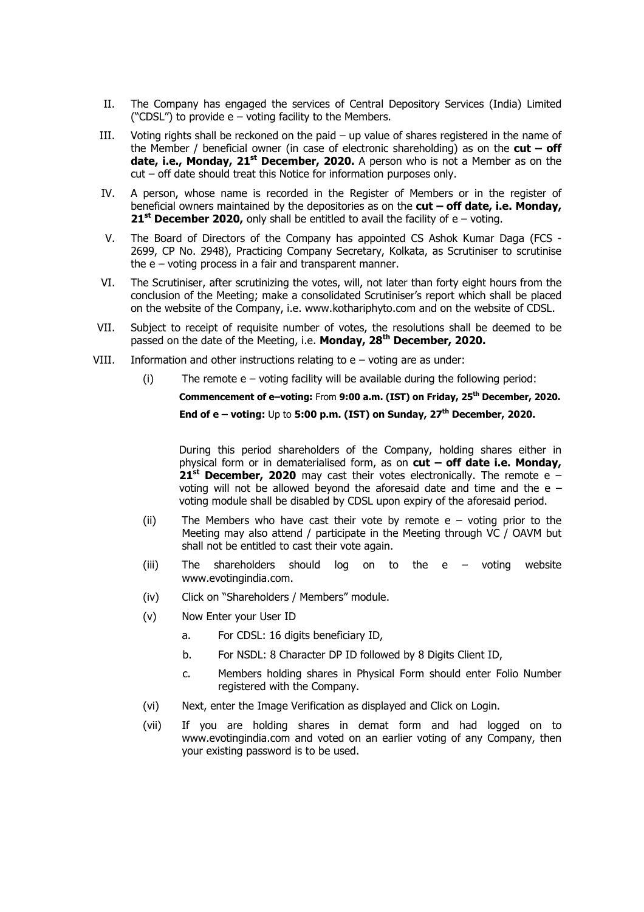II. The Company has engaged the services of Central Depository Services (India) Limited ("CDSL") to provide e – voting facility to the Members.

III. Voting rights shall be reckoned on the paid – up value of shares registered in the name of the Member / beneficial owner (in case of electronic shareholding) as on the **cut – off date, i.e., Monday, 21st December, 2020.** A person who is not a Member as on the cut – off date should treat this Notice for information purposes only.

IV. A person, whose name is recorded in the Register of Members or in the register of beneficial owners maintained by the depositories as on the **cut – off date, i.e. Monday, 21st December 2020,** only shall be entitled to avail the facility of e – voting.

V. The Board of Directors of the Company has appointed CS Ashok Kumar Daga (FCS - 2699, CP No. 2948), Practicing Company Secretary, Kolkata, as Scrutiniser to scrutinise the e – voting process in a fair and transparent manner.

VI. The Scrutiniser, after scrutinizing the votes, will, not later than forty eight hours from the conclusion of the Meeting; make a consolidated Scrutiniser's report which shall be placed on the website of the Company, i.e. www.kothariphyto.com and on the website of CDSL.

VII. Subject to receipt of requisite number of votes, the resolutions shall be deemed to be passed on the date of the Meeting, i.e. **Monday, 28th December, 2020.**

VIII. Information and other instructions relating to e – voting are as under:

(i) The remote e – voting facility will be available during the following period:

**Commencement of e–voting:** From **9:00 a.m. (IST) on Friday, 25th December, 2020.**

**End of e – voting:** Up to **5:00 p.m. (IST) on Sunday, 27th December, 2020.**

During this period shareholders of the Company, holding shares either in physical form or in dematerialised form, as on **cut – off date i.e. Monday, 21st December, 2020** may cast their votes electronically. The remote e – voting will not be allowed beyond the aforesaid date and time and the e – voting module shall be disabled by CDSL upon expiry of the aforesaid period.

(ii) The Members who have cast their vote by remote e – voting prior to the Meeting may also attend / participate in the Meeting through VC / OAVM but shall not be entitled to cast their vote again.

(iii) The shareholders should log on to the e – voting website www.evotingindia.com.

(iv) Click on "Shareholders / Members" module.

(v) Now Enter your User ID

a. For CDSL: 16 digits beneficiary ID,

b. For NSDL: 8 Character DP ID followed by 8 Digits Client ID,

c. Members holding shares in Physical Form should enter Folio Number registered with the Company.

(vi) Next, enter the Image Verification as displayed and Click on Login.

(vii) If you are holding shares in demat form and had logged on to www.evotingindia.com and voted on an earlier voting of any Company, then your existing password is to be used.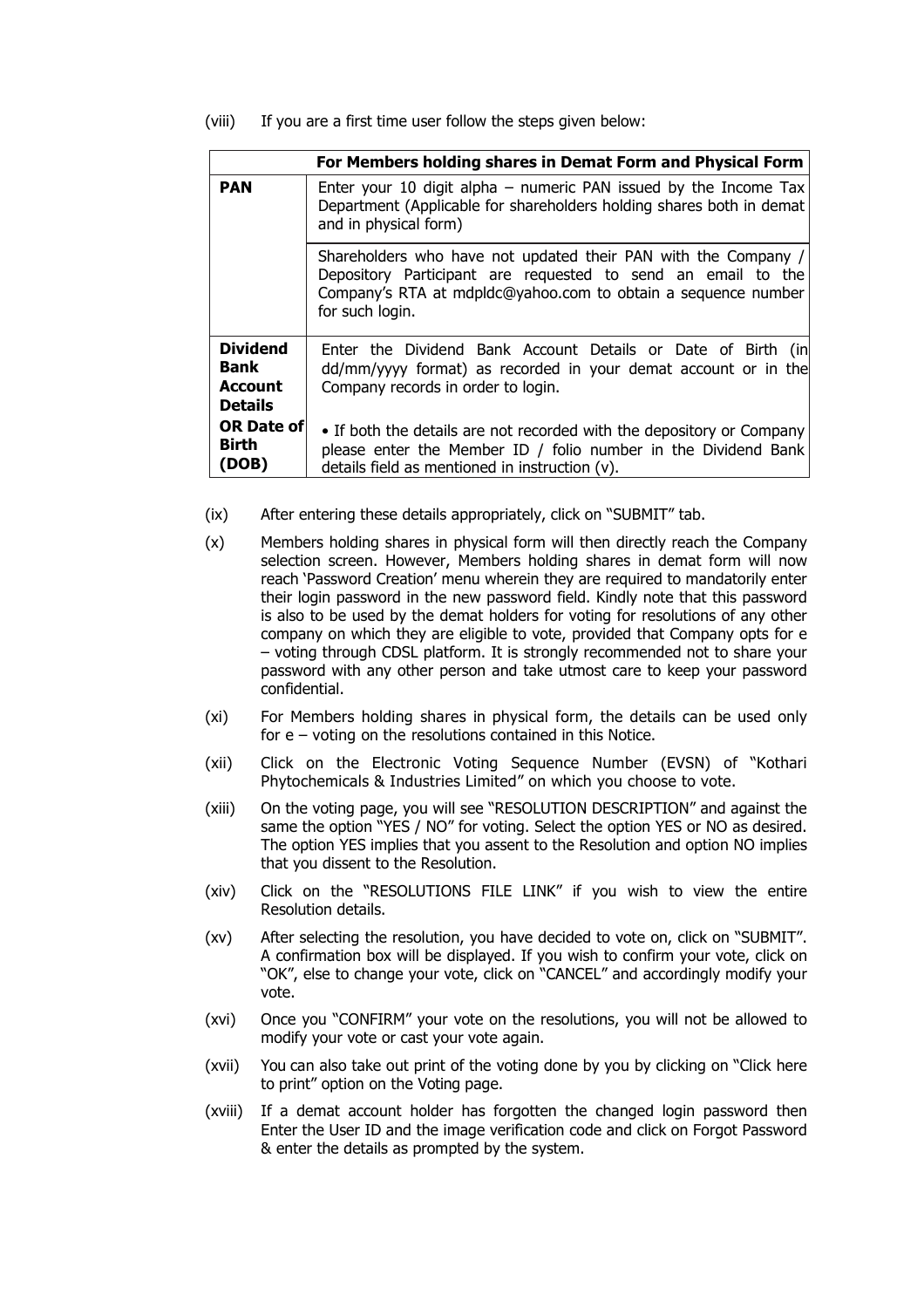(viii) If you are a first time user follow the steps given below:

| | For Members holding shares in Demat Form and Physical Form |
|---|---|
| **PAN** | Enter your 10 digit alpha – numeric PAN issued by the Income Tax Department (Applicable for shareholders holding shares both in demat and in physical form) |
| | Shareholders who have not updated their PAN with the Company / Depository Participant are requested to send an email to the Company's RTA at mdpldc@yahoo.com to obtain a sequence number for such login. |
| **Dividend Bank Account Details OR Date of Birth (DOB)** | Enter the Dividend Bank Account Details or Date of Birth (in dd/mm/yyyy format) as recorded in your demat account or in the Company records in order to login.<br>• If both the details are not recorded with the depository or Company please enter the Member ID / folio number in the Dividend Bank details field as mentioned in instruction (v). |

(ix) After entering these details appropriately, click on "SUBMIT" tab.

(x) Members holding shares in physical form will then directly reach the Company selection screen. However, Members holding shares in demat form will now reach 'Password Creation' menu wherein they are required to mandatorily enter their login password in the new password field. Kindly note that this password is also to be used by the demat holders for voting for resolutions of any other company on which they are eligible to vote, provided that Company opts for e – voting through CDSL platform. It is strongly recommended not to share your password with any other person and take utmost care to keep your password confidential.

(xi) For Members holding shares in physical form, the details can be used only for e – voting on the resolutions contained in this Notice.

(xii) Click on the Electronic Voting Sequence Number (EVSN) of "Kothari Phytochemicals & Industries Limited" on which you choose to vote.

(xiii) On the voting page, you will see "RESOLUTION DESCRIPTION" and against the same the option "YES / NO" for voting. Select the option YES or NO as desired. The option YES implies that you assent to the Resolution and option NO implies that you dissent to the Resolution.

(xiv) Click on the "RESOLUTIONS FILE LINK" if you wish to view the entire Resolution details.

(xv) After selecting the resolution, you have decided to vote on, click on "SUBMIT". A confirmation box will be displayed. If you wish to confirm your vote, click on "OK", else to change your vote, click on "CANCEL" and accordingly modify your vote.

(xvi) Once you "CONFIRM" your vote on the resolutions, you will not be allowed to modify your vote or cast your vote again.

(xvii) You can also take out print of the voting done by you by clicking on "Click here to print" option on the Voting page.

(xviii) If a demat account holder has forgotten the changed login password then Enter the User ID and the image verification code and click on Forgot Password & enter the details as prompted by the system.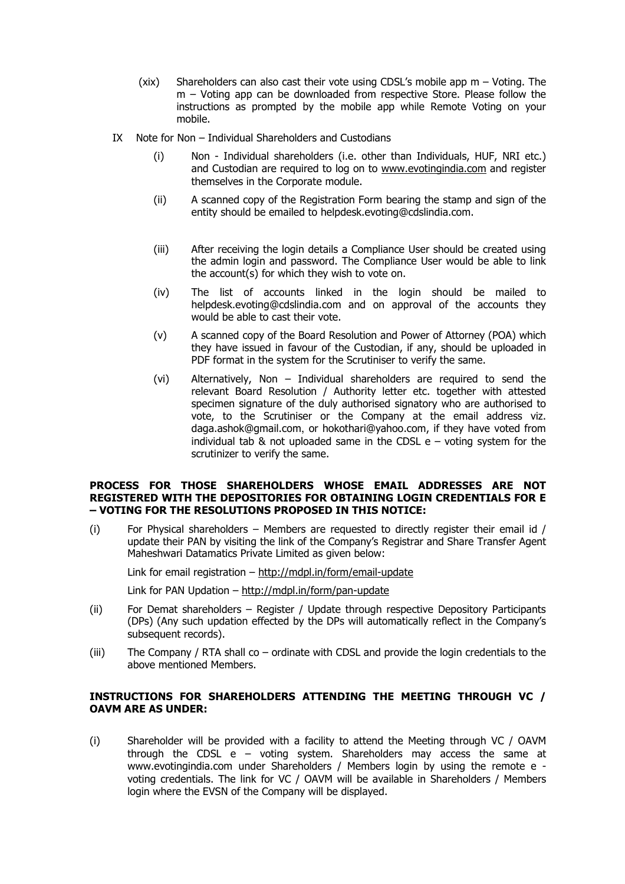(xix) Shareholders can also cast their vote using CDSL's mobile app m – Voting. The m – Voting app can be downloaded from respective Store. Please follow the instructions as prompted by the mobile app while Remote Voting on your mobile.

IX Note for Non – Individual Shareholders and Custodians

(i) Non - Individual shareholders (i.e. other than Individuals, HUF, NRI etc.) and Custodian are required to log on to www.evotingindia.com and register themselves in the Corporate module.

(ii) A scanned copy of the Registration Form bearing the stamp and sign of the entity should be emailed to helpdesk.evoting@cdslindia.com.

(iii) After receiving the login details a Compliance User should be created using the admin login and password. The Compliance User would be able to link the account(s) for which they wish to vote on.

(iv) The list of accounts linked in the login should be mailed to helpdesk.evoting@cdslindia.com and on approval of the accounts they would be able to cast their vote.

(v) A scanned copy of the Board Resolution and Power of Attorney (POA) which they have issued in favour of the Custodian, if any, should be uploaded in PDF format in the system for the Scrutiniser to verify the same.

(vi) Alternatively, Non – Individual shareholders are required to send the relevant Board Resolution / Authority letter etc. together with attested specimen signature of the duly authorised signatory who are authorised to vote, to the Scrutiniser or the Company at the email address viz. daga.ashok@gmail.com, or hokothari@yahoo.com, if they have voted from individual tab & not uploaded same in the CDSL e – voting system for the scrutinizer to verify the same.

**PROCESS FOR THOSE SHAREHOLDERS WHOSE EMAIL ADDRESSES ARE NOT REGISTERED WITH THE DEPOSITORIES FOR OBTAINING LOGIN CREDENTIALS FOR E – VOTING FOR THE RESOLUTIONS PROPOSED IN THIS NOTICE:**

(i) For Physical shareholders – Members are requested to directly register their email id / update their PAN by visiting the link of the Company's Registrar and Share Transfer Agent Maheshwari Datamatics Private Limited as given below:

Link for email registration – http://mdpl.in/form/email-update

Link for PAN Updation – http://mdpl.in/form/pan-update

(ii) For Demat shareholders – Register / Update through respective Depository Participants (DPs) (Any such updation effected by the DPs will automatically reflect in the Company's subsequent records).

(iii) The Company / RTA shall co – ordinate with CDSL and provide the login credentials to the above mentioned Members.

**INSTRUCTIONS FOR SHAREHOLDERS ATTENDING THE MEETING THROUGH VC / OAVM ARE AS UNDER:**

(i) Shareholder will be provided with a facility to attend the Meeting through VC / OAVM through the CDSL e – voting system. Shareholders may access the same at www.evotingindia.com under Shareholders / Members login by using the remote e - voting credentials. The link for VC / OAVM will be available in Shareholders / Members login where the EVSN of the Company will be displayed.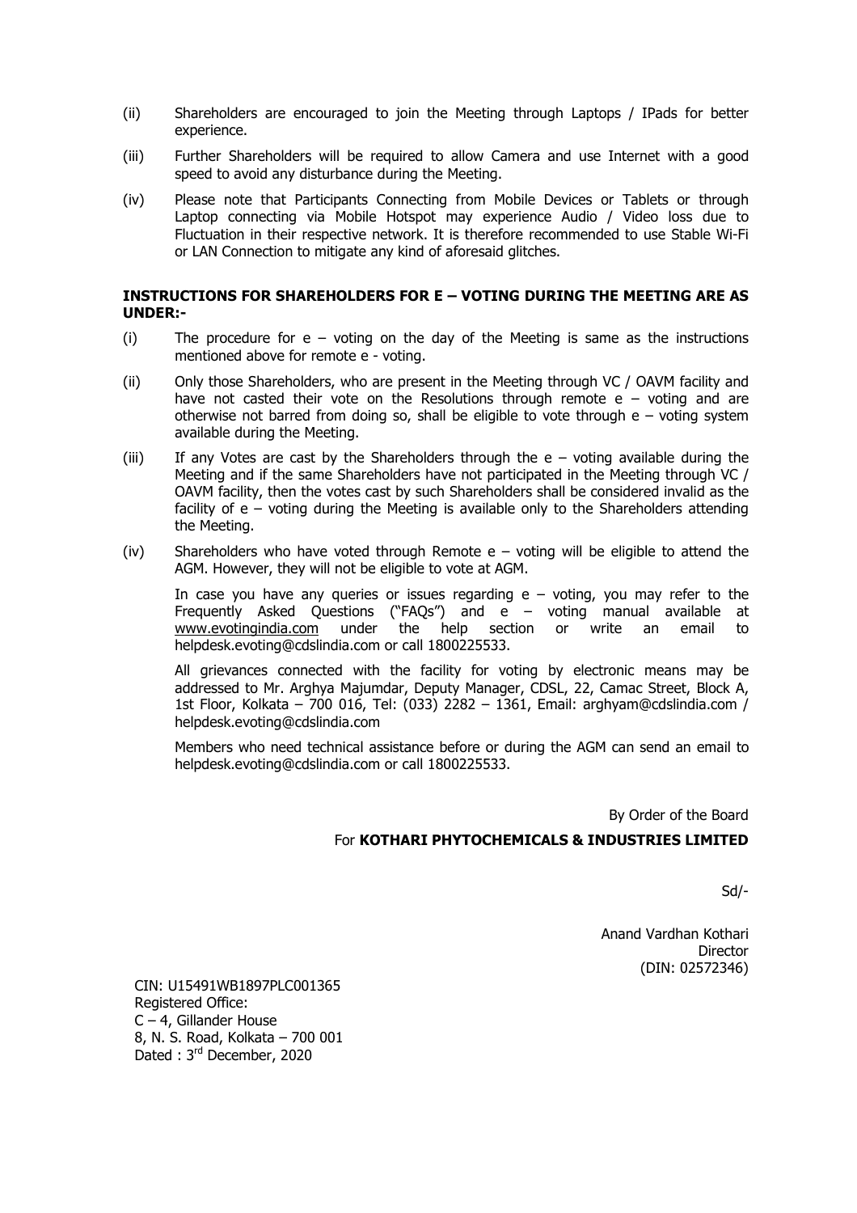(ii) Shareholders are encouraged to join the Meeting through Laptops / IPads for better experience.

(iii) Further Shareholders will be required to allow Camera and use Internet with a good speed to avoid any disturbance during the Meeting.

(iv) Please note that Participants Connecting from Mobile Devices or Tablets or through Laptop connecting via Mobile Hotspot may experience Audio / Video loss due to Fluctuation in their respective network. It is therefore recommended to use Stable Wi-Fi or LAN Connection to mitigate any kind of aforesaid glitches.

**INSTRUCTIONS FOR SHAREHOLDERS FOR E – VOTING DURING THE MEETING ARE AS UNDER:-**

(i) The procedure for e – voting on the day of the Meeting is same as the instructions mentioned above for remote e - voting.

(ii) Only those Shareholders, who are present in the Meeting through VC / OAVM facility and have not casted their vote on the Resolutions through remote e – voting and are otherwise not barred from doing so, shall be eligible to vote through e – voting system available during the Meeting.

(iii) If any Votes are cast by the Shareholders through the e – voting available during the Meeting and if the same Shareholders have not participated in the Meeting through VC / OAVM facility, then the votes cast by such Shareholders shall be considered invalid as the facility of e – voting during the Meeting is available only to the Shareholders attending the Meeting.

(iv) Shareholders who have voted through Remote e – voting will be eligible to attend the AGM. However, they will not be eligible to vote at AGM.

In case you have any queries or issues regarding e – voting, you may refer to the Frequently Asked Questions ("FAQs") and e – voting manual available at www.evotingindia.com under the help section or write an email to helpdesk.evoting@cdslindia.com or call 1800225533.

All grievances connected with the facility for voting by electronic means may be addressed to Mr. Arghya Majumdar, Deputy Manager, CDSL, 22, Camac Street, Block A, 1st Floor, Kolkata – 700 016, Tel: (033) 2282 – 1361, Email: arghyam@cdslindia.com / helpdesk.evoting@cdslindia.com

Members who need technical assistance before or during the AGM can send an email to helpdesk.evoting@cdslindia.com or call 1800225533.

By Order of the Board

For **KOTHARI PHYTOCHEMICALS & INDUSTRIES LIMITED**

Sd/-

Anand Vardhan Kothari
Director
(DIN: 02572346)

CIN: U15491WB1897PLC001365
Registered Office:
C – 4, Gillander House
8, N. S. Road, Kolkata – 700 001
Dated : 3rd December, 2020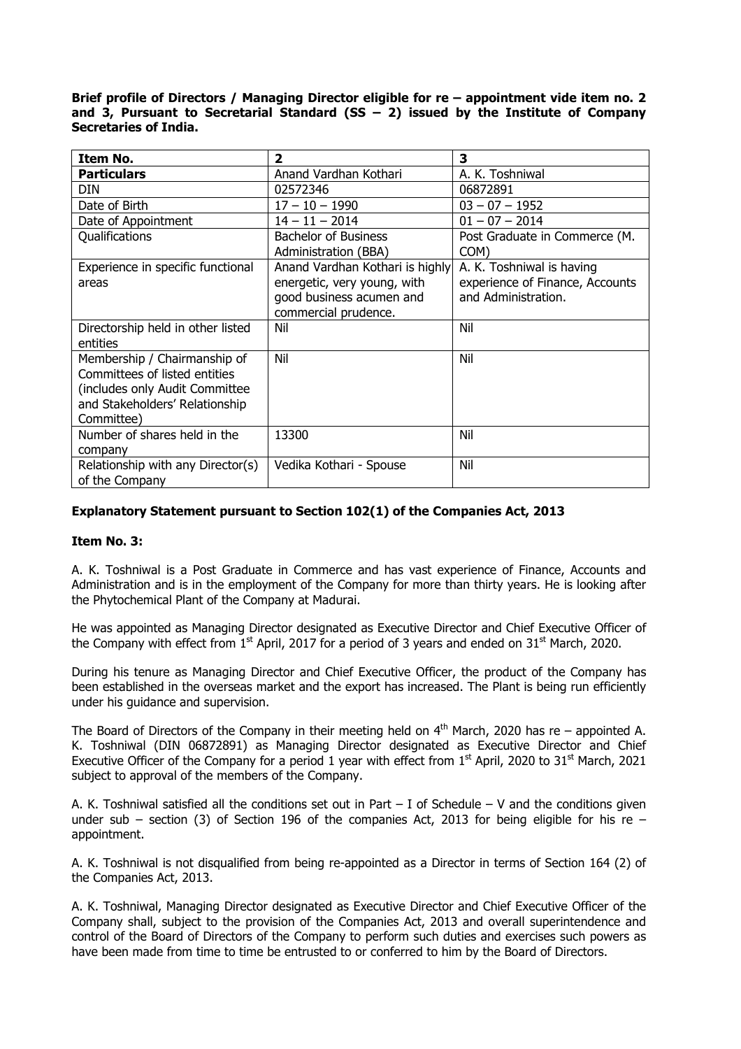**Brief profile of Directors / Managing Director eligible for re – appointment vide item no. 2 and 3, Pursuant to Secretarial Standard (SS – 2) issued by the Institute of Company Secretaries of India.**

| **Item No.** | **2** | **3** |
|---|---|---|
| **Particulars** | Anand Vardhan Kothari | A. K. Toshniwal |
| DIN | 02572346 | 06872891 |
| Date of Birth | 17 – 10 – 1990 | 03 – 07 – 1952 |
| Date of Appointment | 14 – 11 – 2014 | 01 – 07 – 2014 |
| Qualifications | Bachelor of Business Administration (BBA) | Post Graduate in Commerce (M. COM) |
| Experience in specific functional areas | Anand Vardhan Kothari is highly energetic, very young, with good business acumen and commercial prudence. | A. K. Toshniwal is having experience of Finance, Accounts and Administration. |
| Directorship held in other listed entities | Nil | Nil |
| Membership / Chairmanship of Committees of listed entities (includes only Audit Committee and Stakeholders' Relationship Committee) | Nil | Nil |
| Number of shares held in the company | 13300 | Nil |
| Relationship with any Director(s) of the Company | Vedika Kothari - Spouse | Nil |

**Explanatory Statement pursuant to Section 102(1) of the Companies Act, 2013**

**Item No. 3:**

A. K. Toshniwal is a Post Graduate in Commerce and has vast experience of Finance, Accounts and Administration and is in the employment of the Company for more than thirty years. He is looking after the Phytochemical Plant of the Company at Madurai.

He was appointed as Managing Director designated as Executive Director and Chief Executive Officer of the Company with effect from 1st April, 2017 for a period of 3 years and ended on 31st March, 2020.

During his tenure as Managing Director and Chief Executive Officer, the product of the Company has been established in the overseas market and the export has increased. The Plant is being run efficiently under his guidance and supervision.

The Board of Directors of the Company in their meeting held on 4th March, 2020 has re – appointed A. K. Toshniwal (DIN 06872891) as Managing Director designated as Executive Director and Chief Executive Officer of the Company for a period 1 year with effect from 1st April, 2020 to 31st March, 2021 subject to approval of the members of the Company.

A. K. Toshniwal satisfied all the conditions set out in Part – I of Schedule – V and the conditions given under sub – section (3) of Section 196 of the companies Act, 2013 for being eligible for his re – appointment.

A. K. Toshniwal is not disqualified from being re-appointed as a Director in terms of Section 164 (2) of the Companies Act, 2013.

A. K. Toshniwal, Managing Director designated as Executive Director and Chief Executive Officer of the Company shall, subject to the provision of the Companies Act, 2013 and overall superintendence and control of the Board of Directors of the Company to perform such duties and exercises such powers as have been made from time to time be entrusted to or conferred to him by the Board of Directors.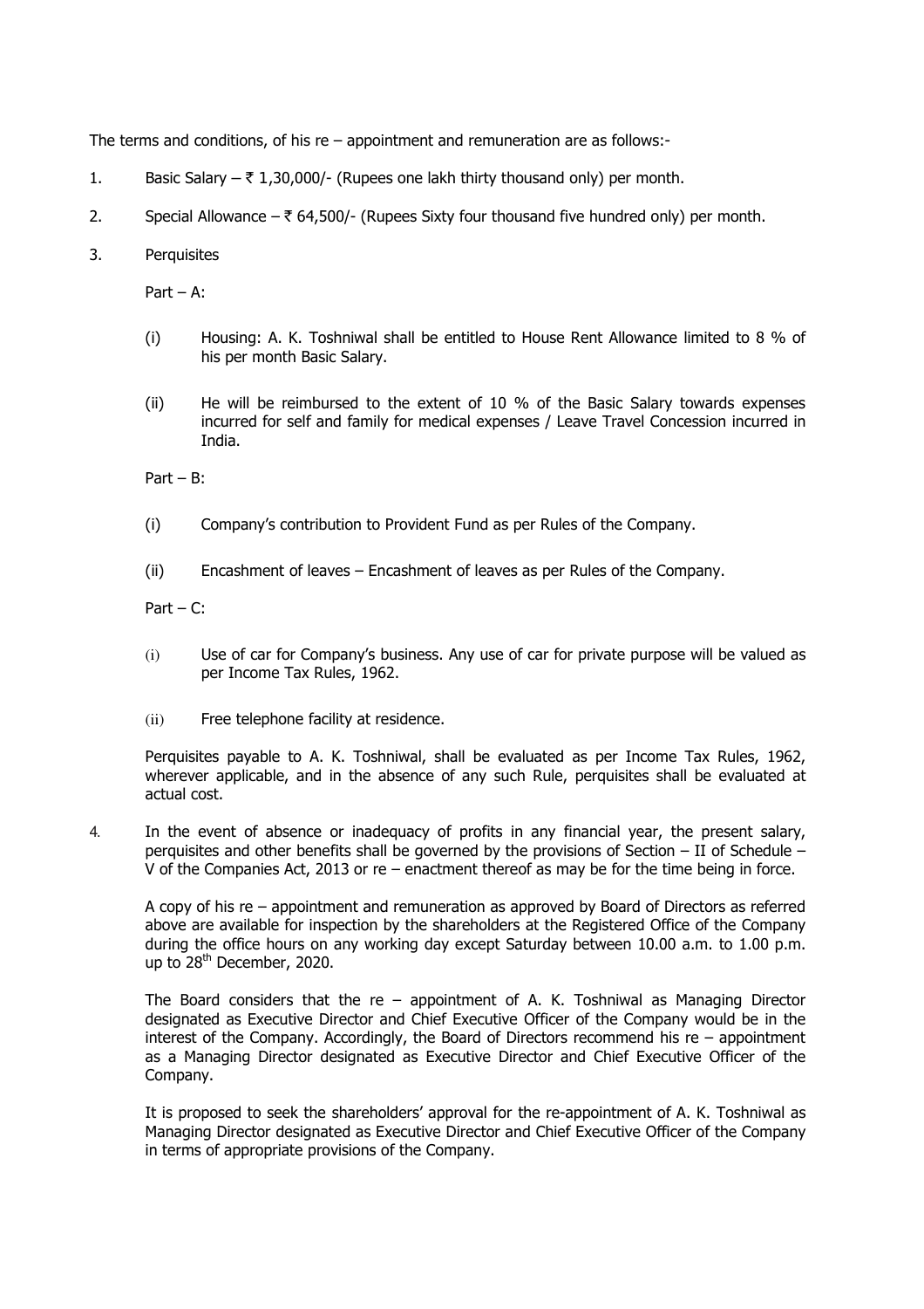The terms and conditions, of his re – appointment and remuneration are as follows:-

1. Basic Salary – ₹ 1,30,000/- (Rupees one lakh thirty thousand only) per month.

2. Special Allowance – ₹ 64,500/- (Rupees Sixty four thousand five hundred only) per month.

3. Perquisites

   Part – A:

   (i) Housing: A. K. Toshniwal shall be entitled to House Rent Allowance limited to 8 % of his per month Basic Salary.

   (ii) He will be reimbursed to the extent of 10 % of the Basic Salary towards expenses incurred for self and family for medical expenses / Leave Travel Concession incurred in India.

   Part – B:

   (i) Company's contribution to Provident Fund as per Rules of the Company.

   (ii) Encashment of leaves – Encashment of leaves as per Rules of the Company.

   Part – C:

   (i) Use of car for Company's business. Any use of car for private purpose will be valued as per Income Tax Rules, 1962.

   (ii) Free telephone facility at residence.

   Perquisites payable to A. K. Toshniwal, shall be evaluated as per Income Tax Rules, 1962, wherever applicable, and in the absence of any such Rule, perquisites shall be evaluated at actual cost.

4. In the event of absence or inadequacy of profits in any financial year, the present salary, perquisites and other benefits shall be governed by the provisions of Section – II of Schedule – V of the Companies Act, 2013 or re – enactment thereof as may be for the time being in force.

   A copy of his re – appointment and remuneration as approved by Board of Directors as referred above are available for inspection by the shareholders at the Registered Office of the Company during the office hours on any working day except Saturday between 10.00 a.m. to 1.00 p.m. up to 28th December, 2020.

   The Board considers that the re – appointment of A. K. Toshniwal as Managing Director designated as Executive Director and Chief Executive Officer of the Company would be in the interest of the Company. Accordingly, the Board of Directors recommend his re – appointment as a Managing Director designated as Executive Director and Chief Executive Officer of the Company.

   It is proposed to seek the shareholders' approval for the re-appointment of A. K. Toshniwal as Managing Director designated as Executive Director and Chief Executive Officer of the Company in terms of appropriate provisions of the Company.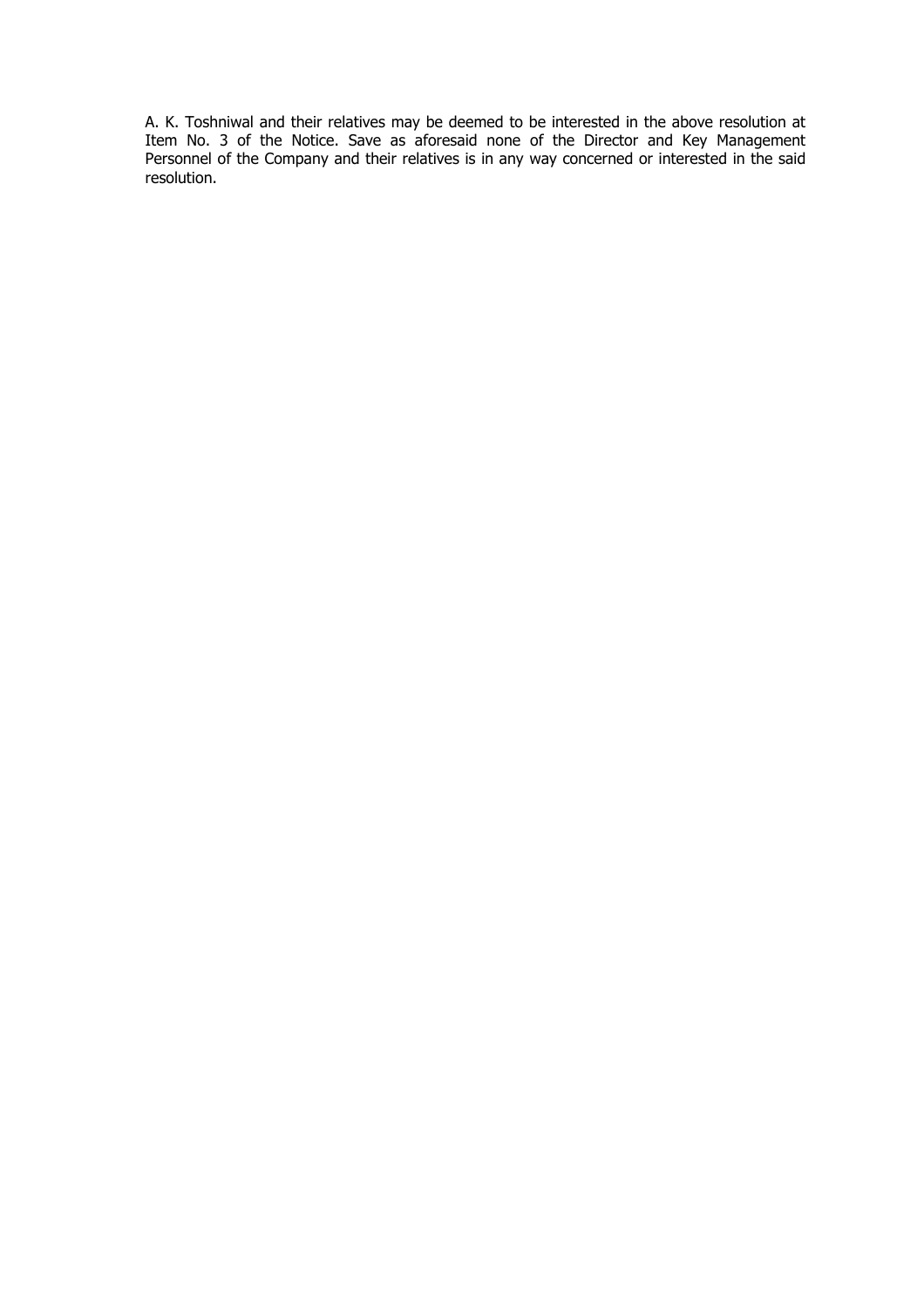A. K. Toshniwal and their relatives may be deemed to be interested in the above resolution at Item No. 3 of the Notice. Save as aforesaid none of the Director and Key Management Personnel of the Company and their relatives is in any way concerned or interested in the said resolution.